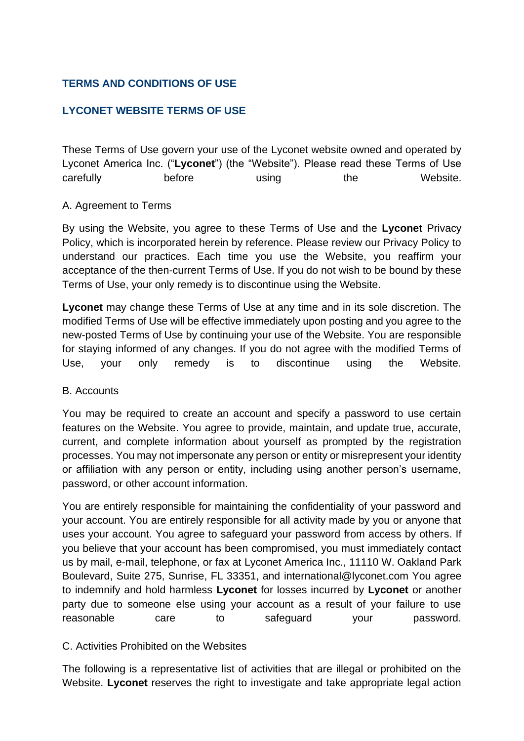## TERMS AND CONDITIONS OF USE

## LYCONET WEBSITE TERMS OF USE

These Terms of Use govern your use of the Lyconet website owned and operated by Lyconet America Inc. ("**Lyconet**") (the "Website"). Please read these Terms of Use carefully before using the Website.

### A. Agreement to Terms

By using the Website, you agree to these Terms of Use and the **Lyconet** Privacy Policy, which is incorporated herein by reference. Please review our Privacy Policy to understand our practices. Each time you use the Website, you reaffirm your acceptance of the then-current Terms of Use. If you do not wish to be bound by these Terms of Use, your only remedy is to discontinue using the Website.

**Lyconet** may change these Terms of Use at any time and in its sole discretion. The modified Terms of Use will be effective immediately upon posting and you agree to the new-posted Terms of Use by continuing your use of the Website. You are responsible for staying informed of any changes. If you do not agree with the modified Terms of Use, your only remedy is to discontinue using the Website.

### B. Accounts

You may be required to create an account and specify a password to use certain features on the Website. You agree to provide, maintain, and update true, accurate, current, and complete information about yourself as prompted by the registration processes. You may not impersonate any person or entity or misrepresent your identity or affiliation with any person or entity, including using another person's username, password, or other account information.

You are entirely responsible for maintaining the confidentiality of your password and your account. You are entirely responsible for all activity made by you or anyone that uses your account. You agree to safeguard your password from access by others. If you believe that your account has been compromised, you must immediately contact us by mail, e-mail, telephone, or fax at Lyconet America Inc., 11110 W. Oakland Park Boulevard, Suite 275, Sunrise, FL 33351, and international@lyconet.com You agree to indemnify and hold harmless **Lyconet** for losses incurred by **Lyconet** or another party due to someone else using your account as a result of your failure to use reasonable care to safeguard your password.

### C. Activities Prohibited on the Websites

The following is a representative list of activities that are illegal or prohibited on the Website. **Lyconet** reserves the right to investigate and take appropriate legal action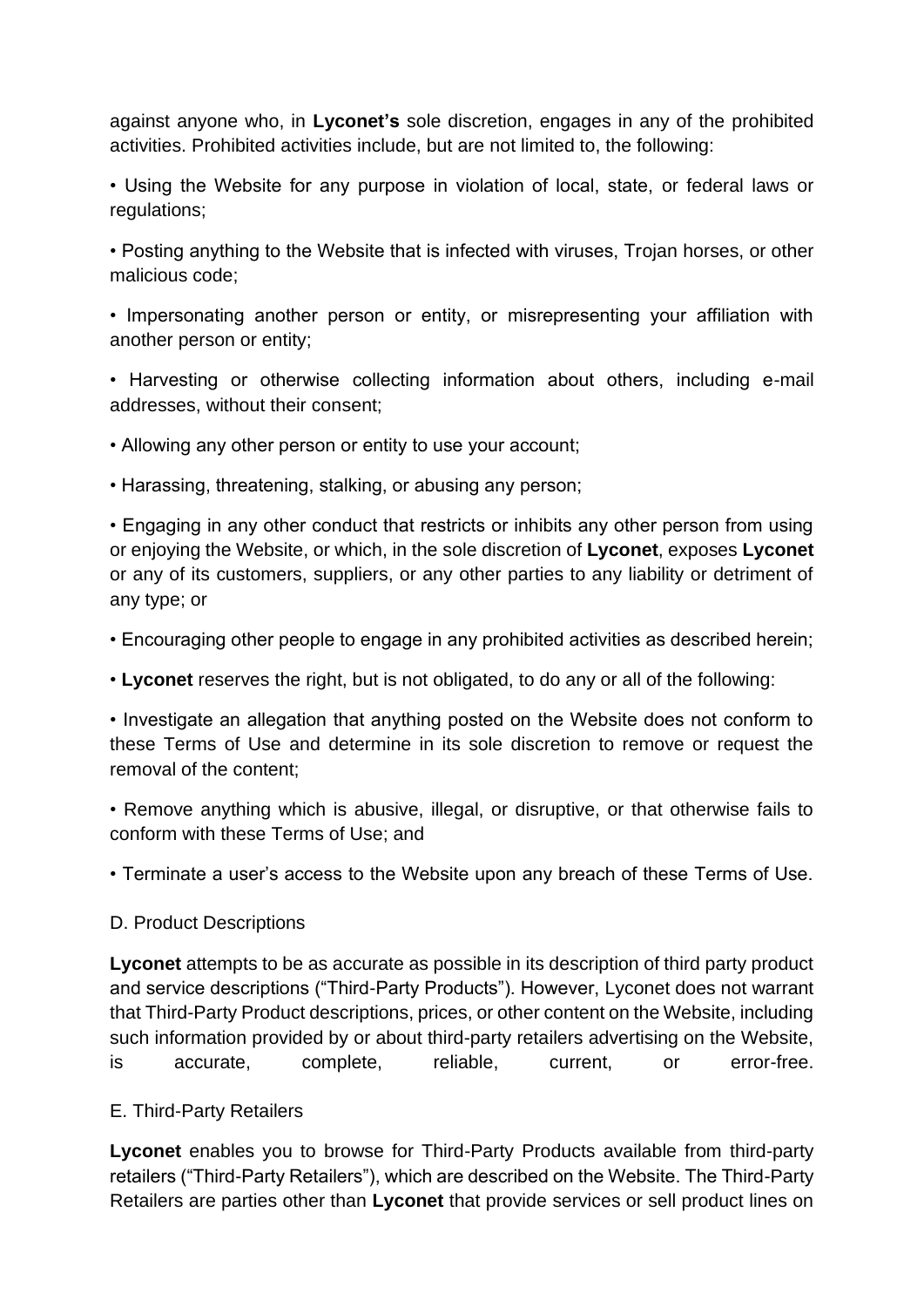against anyone who, in **Lyconet's** sole discretion, engages in any of the prohibited activities. Prohibited activities include, but are not limited to, the following:

• Using the Website for any purpose in violation of local, state, or federal laws or regulations;

• Posting anything to the Website that is infected with viruses, Trojan horses, or other malicious code;

• Impersonating another person or entity, or misrepresenting your affiliation with another person or entity;

• Harvesting or otherwise collecting information about others, including e-mail addresses, without their consent;

• Allowing any other person or entity to use your account;

• Harassing, threatening, stalking, or abusing any person;

• Engaging in any other conduct that restricts or inhibits any other person from using or enjoying the Website, or which, in the sole discretion of **Lyconet**, exposes **Lyconet** or any of its customers, suppliers, or any other parties to any liability or detriment of any type; or

• Encouraging other people to engage in any prohibited activities as described herein;

• **Lyconet** reserves the right, but is not obligated, to do any or all of the following:

• Investigate an allegation that anything posted on the Website does not conform to these Terms of Use and determine in its sole discretion to remove or request the removal of the content;

• Remove anything which is abusive, illegal, or disruptive, or that otherwise fails to conform with these Terms of Use; and

• Terminate a user's access to the Website upon any breach of these Terms of Use.

D. Product Descriptions

**Lyconet** attempts to be as accurate as possible in its description of third party product and service descriptions ("Third-Party Products"). However, Lyconet does not warrant that Third-Party Product descriptions, prices, or other content on the Website, including such information provided by or about third-party retailers advertising on the Website, is accurate, complete, reliable, current, or error-free.

E. Third-Party Retailers

**Lyconet** enables you to browse for Third-Party Products available from third-party retailers ("Third-Party Retailers"), which are described on the Website. The Third-Party Retailers are parties other than **Lyconet** that provide services or sell product lines on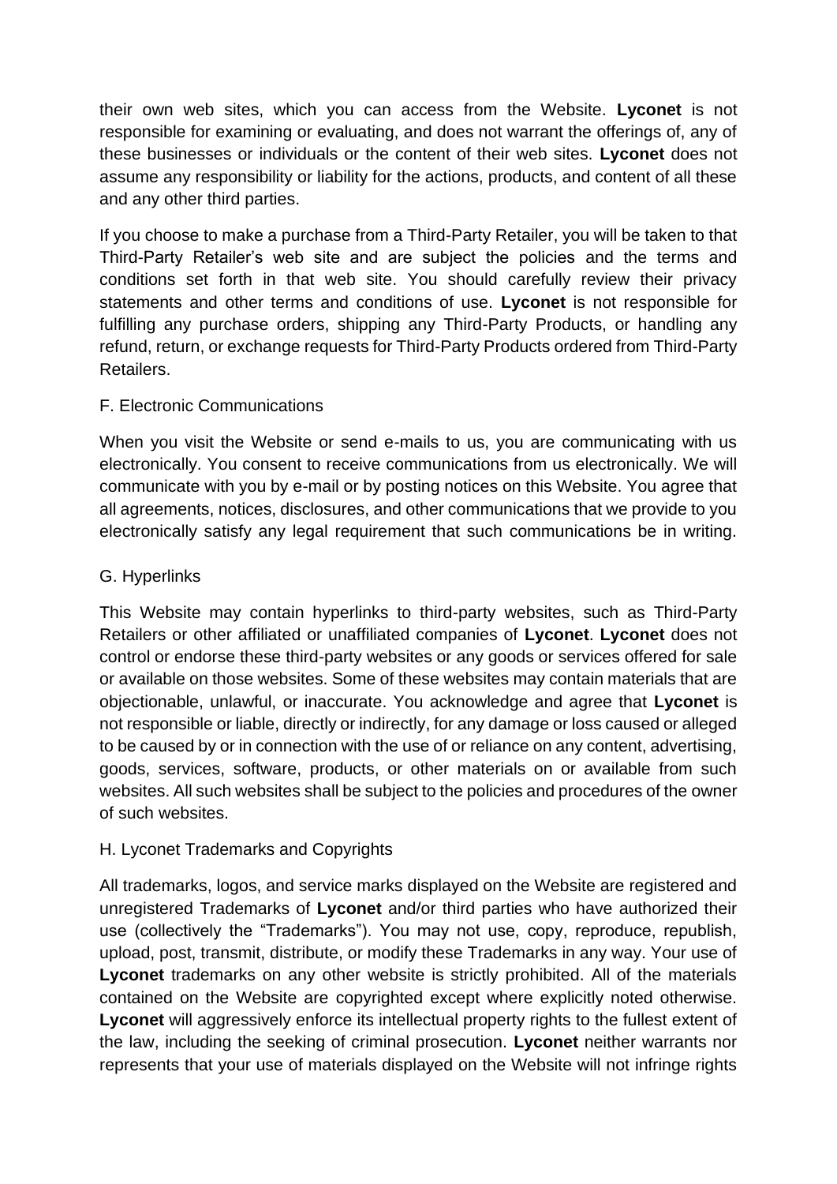their own web sites, which you can access from the Website. **Lyconet** is not responsible for examining or evaluating, and does not warrant the offerings of, any of these businesses or individuals or the content of their web sites. **Lyconet** does not assume any responsibility or liability for the actions, products, and content of all these and any other third parties.

If you choose to make a purchase from a Third-Party Retailer, you will be taken to that Third-Party Retailer's web site and are subject the policies and the terms and conditions set forth in that web site. You should carefully review their privacy statements and other terms and conditions of use. **Lyconet** is not responsible for fulfilling any purchase orders, shipping any Third-Party Products, or handling any refund, return, or exchange requests for Third-Party Products ordered from Third-Party Retailers.

F. Electronic Communications

When you visit the Website or send e-mails to us, you are communicating with us electronically. You consent to receive communications from us electronically. We will communicate with you by e-mail or by posting notices on this Website. You agree that all agreements, notices, disclosures, and other communications that we provide to you electronically satisfy any legal requirement that such communications be in writing.

G. Hyperlinks

This Website may contain hyperlinks to third-party websites, such as Third-Party Retailers or other affiliated or unaffiliated companies of **Lyconet**. **Lyconet** does not control or endorse these third-party websites or any goods or services offered for sale or available on those websites. Some of these websites may contain materials that are objectionable, unlawful, or inaccurate. You acknowledge and agree that **Lyconet** is not responsible or liable, directly or indirectly, for any damage or loss caused or alleged to be caused by or in connection with the use of or reliance on any content, advertising, goods, services, software, products, or other materials on or available from such websites. All such websites shall be subject to the policies and procedures of the owner of such websites.

H. Lyconet Trademarks and Copyrights

All trademarks, logos, and service marks displayed on the Website are registered and unregistered Trademarks of **Lyconet** and/or third parties who have authorized their use (collectively the "Trademarks"). You may not use, copy, reproduce, republish, upload, post, transmit, distribute, or modify these Trademarks in any way. Your use of **Lyconet** trademarks on any other website is strictly prohibited. All of the materials contained on the Website are copyrighted except where explicitly noted otherwise. **Lyconet** will aggressively enforce its intellectual property rights to the fullest extent of the law, including the seeking of criminal prosecution. **Lyconet** neither warrants nor represents that your use of materials displayed on the Website will not infringe rights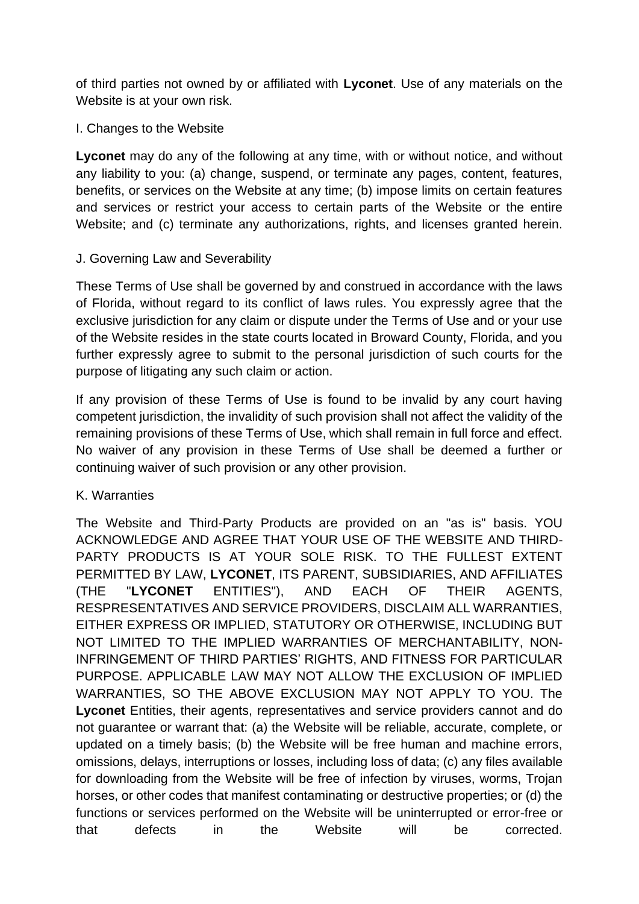of third parties not owned by or affiliated with **Lyconet**. Use of any materials on the Website is at your own risk.

I. Changes to the Website

**Lyconet** may do any of the following at any time, with or without notice, and without any liability to you: (a) change, suspend, or terminate any pages, content, features, benefits, or services on the Website at any time; (b) impose limits on certain features and services or restrict your access to certain parts of the Website or the entire Website; and (c) terminate any authorizations, rights, and licenses granted herein.

J. Governing Law and Severability

These Terms of Use shall be governed by and construed in accordance with the laws of Florida, without regard to its conflict of laws rules. You expressly agree that the exclusive jurisdiction for any claim or dispute under the Terms of Use and or your use of the Website resides in the state courts located in Broward County, Florida, and you further expressly agree to submit to the personal jurisdiction of such courts for the purpose of litigating any such claim or action.

If any provision of these Terms of Use is found to be invalid by any court having competent jurisdiction, the invalidity of such provision shall not affect the validity of the remaining provisions of these Terms of Use, which shall remain in full force and effect. No waiver of any provision in these Terms of Use shall be deemed a further or continuing waiver of such provision or any other provision.

K. Warranties

The Website and Third-Party Products are provided on an "as is" basis. YOU ACKNOWLEDGE AND AGREE THAT YOUR USE OF THE WEBSITE AND THIRD-PARTY PRODUCTS IS AT YOUR SOLE RISK. TO THE FULLEST EXTENT PERMITTED BY LAW, **LYCONET**, ITS PARENT, SUBSIDIARIES, AND AFFILIATES (THE "**LYCONET** ENTITIES"), AND EACH OF THEIR AGENTS, RESPRESENTATIVES AND SERVICE PROVIDERS, DISCLAIM ALL WARRANTIES, EITHER EXPRESS OR IMPLIED, STATUTORY OR OTHERWISE, INCLUDING BUT NOT LIMITED TO THE IMPLIED WARRANTIES OF MERCHANTABILITY, NON-INFRINGEMENT OF THIRD PARTIES' RIGHTS, AND FITNESS FOR PARTICULAR PURPOSE. APPLICABLE LAW MAY NOT ALLOW THE EXCLUSION OF IMPLIED WARRANTIES, SO THE ABOVE EXCLUSION MAY NOT APPLY TO YOU. The **Lyconet** Entities, their agents, representatives and service providers cannot and do not guarantee or warrant that: (a) the Website will be reliable, accurate, complete, or updated on a timely basis; (b) the Website will be free human and machine errors, omissions, delays, interruptions or losses, including loss of data; (c) any files available for downloading from the Website will be free of infection by viruses, worms, Trojan horses, or other codes that manifest contaminating or destructive properties; or (d) the functions or services performed on the Website will be uninterrupted or error-free or that defects in the Website will be corrected.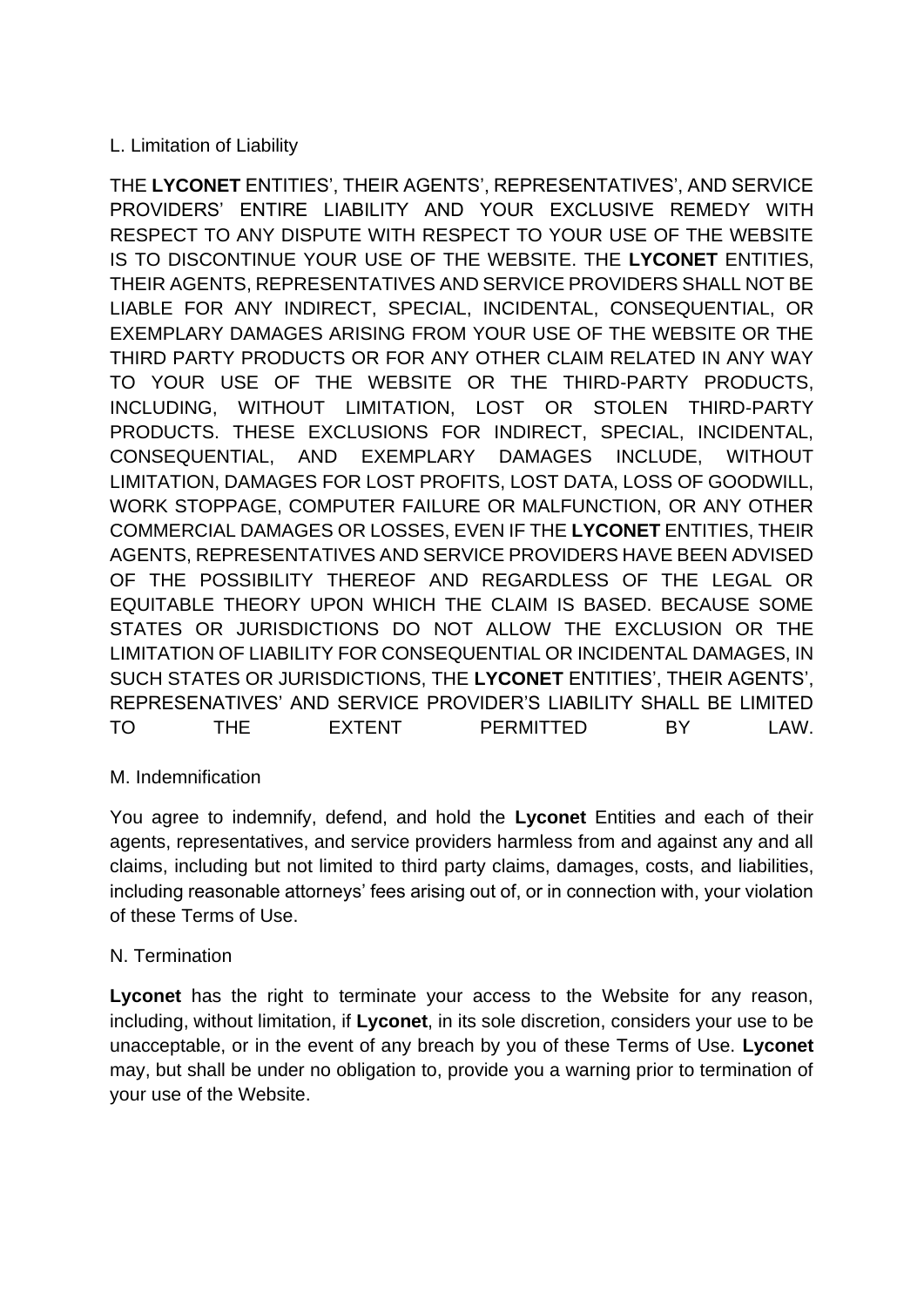L. Limitation of Liability

THE **LYCONET** ENTITIES', THEIR AGENTS', REPRESENTATIVES', AND SERVICE PROVIDERS' ENTIRE LIABILITY AND YOUR EXCLUSIVE REMEDY WITH RESPECT TO ANY DISPUTE WITH RESPECT TO YOUR USE OF THE WEBSITE IS TO DISCONTINUE YOUR USE OF THE WEBSITE. THE **LYCONET** ENTITIES, THEIR AGENTS, REPRESENTATIVES AND SERVICE PROVIDERS SHALL NOT BE LIABLE FOR ANY INDIRECT, SPECIAL, INCIDENTAL, CONSEQUENTIAL, OR EXEMPLARY DAMAGES ARISING FROM YOUR USE OF THE WEBSITE OR THE THIRD PARTY PRODUCTS OR FOR ANY OTHER CLAIM RELATED IN ANY WAY TO YOUR USE OF THE WEBSITE OR THE THIRD-PARTY PRODUCTS, INCLUDING, WITHOUT LIMITATION, LOST OR STOLEN THIRD-PARTY PRODUCTS. THESE EXCLUSIONS FOR INDIRECT, SPECIAL, INCIDENTAL, CONSEQUENTIAL, AND EXEMPLARY DAMAGES INCLUDE, WITHOUT LIMITATION, DAMAGES FOR LOST PROFITS, LOST DATA, LOSS OF GOODWILL, WORK STOPPAGE, COMPUTER FAILURE OR MALFUNCTION, OR ANY OTHER COMMERCIAL DAMAGES OR LOSSES, EVEN IF THE **LYCONET** ENTITIES, THEIR AGENTS, REPRESENTATIVES AND SERVICE PROVIDERS HAVE BEEN ADVISED OF THE POSSIBILITY THEREOF AND REGARDLESS OF THE LEGAL OR EQUITABLE THEORY UPON WHICH THE CLAIM IS BASED. BECAUSE SOME STATES OR JURISDICTIONS DO NOT ALLOW THE EXCLUSION OR THE LIMITATION OF LIABILITY FOR CONSEQUENTIAL OR INCIDENTAL DAMAGES, IN SUCH STATES OR JURISDICTIONS, THE **LYCONET** ENTITIES', THEIR AGENTS', REPRESENATIVES' AND SERVICE PROVIDER'S LIABILITY SHALL BE LIMITED TO THE EXTENT PERMITTED BY LAW.

M. Indemnification

You agree to indemnify, defend, and hold the **Lyconet** Entities and each of their agents, representatives, and service providers harmless from and against any and all claims, including but not limited to third party claims, damages, costs, and liabilities, including reasonable attorneys' fees arising out of, or in connection with, your violation of these Terms of Use.

N. Termination

**Lyconet** has the right to terminate your access to the Website for any reason, including, without limitation, if **Lyconet**, in its sole discretion, considers your use to be unacceptable, or in the event of any breach by you of these Terms of Use. **Lyconet** may, but shall be under no obligation to, provide you a warning prior to termination of your use of the Website.